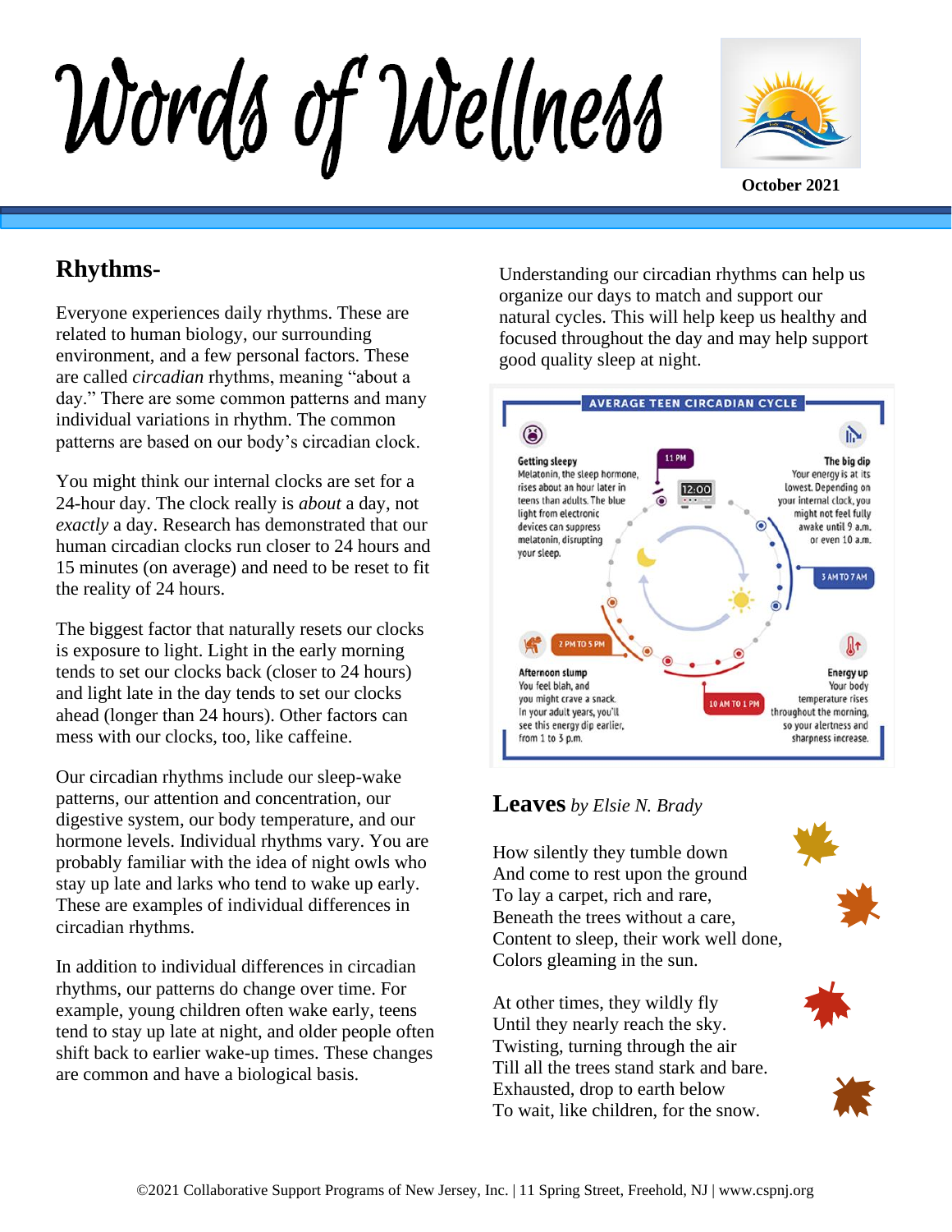# Words of Wellness

October 2021

## Rhythms-

Everyone experiences daily rhythms. These are related to human biology, our surrounding environment, and a few personal factors. These are called *circadian* rhythms, meaning "about a day." There are some common patterns and many individual variations in rhythm. The common patterns are based on our body's circadian clock.

You might think our internal clocks are set for a 24-hour day. The clock really is *about* a day, not *exactly* a day. Research has demonstrated that our human circadian clocks run closer to 24 hours and 15 minutes (on average) and need to be reset to fit the reality of 24 hours.

The biggest factor that naturally resets our clocks is exposure to light. Light in the early morning tends to set our clocks back (closer to 24 hours) and light late in the day tends to set our clocks ahead (longer than 24 hours). Other factors can mess with our clocks, too, like caffeine.

Our circadian rhythms include our sleep-wake patterns, our attention and concentration, our digestive system, our body temperature, and our hormone levels. Individual rhythms vary. You are probably familiar with the idea of night owls who stay up late and larks who tend to wake up early. These are examples of individual differences in circadian rhythms.

In addition to individual differences in circadian rhythms, our patterns do change over time. For example, young children often wake early, teens tend to stay up late at night, and older people often shift back to earlier wake-up times. These changes are common and have a biological basis.

Understanding our circadian rhythms can help us organize our days to match and support our natural cycles. This will help keep us healthy and focused throughout the day and may help support good quality sleep at night.

**AVERAGE TEEN CIRCADIAN CYCLE**

**11 PM — Getting sleepy**
Melatonin, the sleep hormone, rises about an hour later in teens than adults. The blue light from electronic devices can suppress melatonin, disrupting your sleep.

**3 AM TO 7 AM — The big dip**
Your energy is at its lowest. Depending on your internal clock, you might not feel fully awake until 9 a.m. or even 10 a.m.

**10 AM TO 1 PM — Energy up**
Your body temperature rises throughout the morning, so your alertness and sharpness increase.

**2 PM TO 5 PM — Afternoon slump**
You feel blah, and you might crave a snack. In your adult years, you'll see this energy dip earlier, from 1 to 3 p.m.

## Leaves *by Elsie N. Brady*

How silently they tumble down
And come to rest upon the ground
To lay a carpet, rich and rare,
Beneath the trees without a care,
Content to sleep, their work well done,
Colors gleaming in the sun.

At other times, they wildly fly
Until they nearly reach the sky.
Twisting, turning through the air
Till all the trees stand stark and bare.
Exhausted, drop to earth below
To wait, like children, for the snow.

©2021 Collaborative Support Programs of New Jersey, Inc. | 11 Spring Street, Freehold, NJ | www.cspnj.org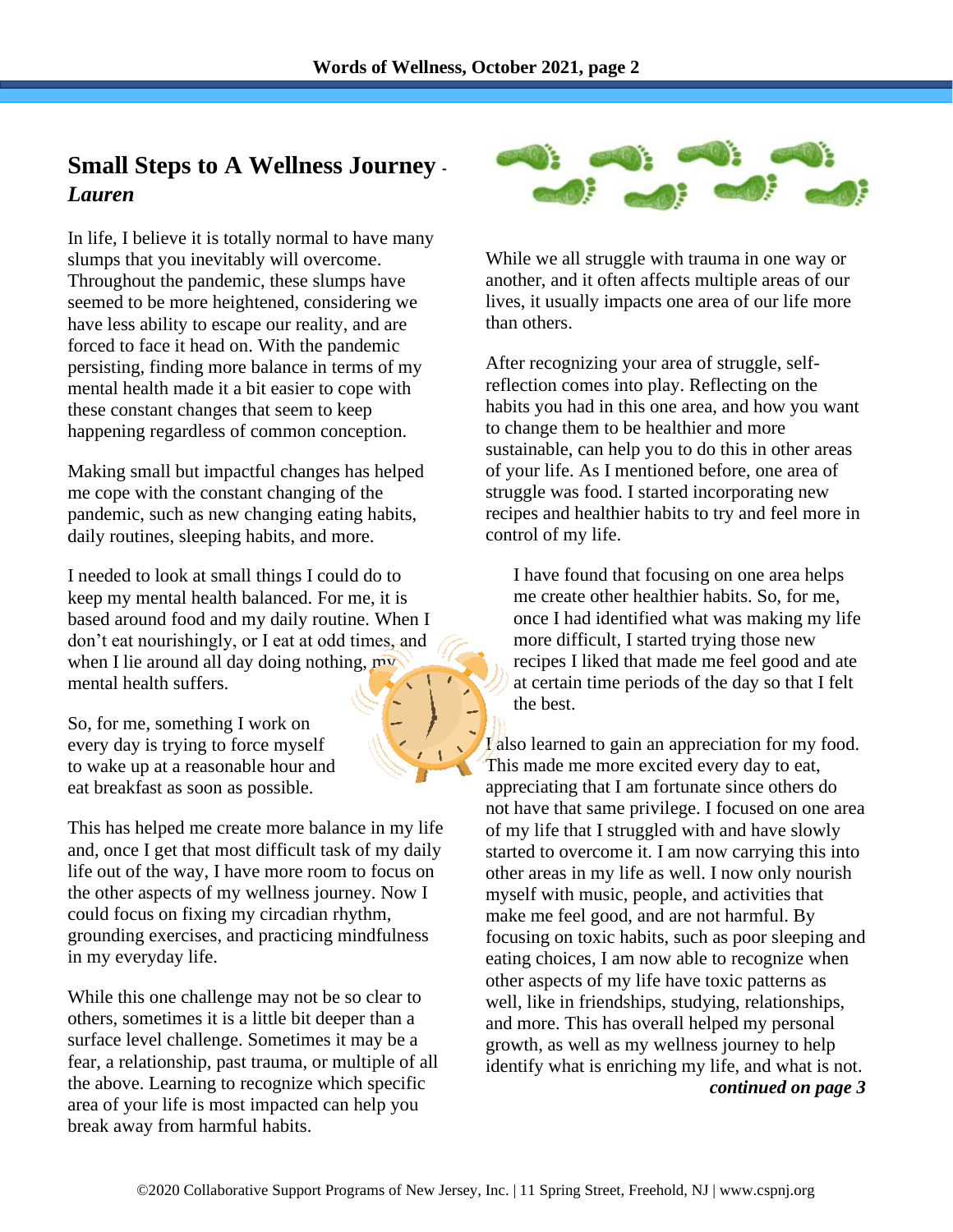## Small Steps to A Wellness Journey - *Lauren*

In life, I believe it is totally normal to have many slumps that you inevitably will overcome. Throughout the pandemic, these slumps have seemed to be more heightened, considering we have less ability to escape our reality, and are forced to face it head on. With the pandemic persisting, finding more balance in terms of my mental health made it a bit easier to cope with these constant changes that seem to keep happening regardless of common conception.

Making small but impactful changes has helped me cope with the constant changing of the pandemic, such as new changing eating habits, daily routines, sleeping habits, and more.

I needed to look at small things I could do to keep my mental health balanced. For me, it is based around food and my daily routine. When I don't eat nourishingly, or I eat at odd times, and when I lie around all day doing nothing, my mental health suffers.

So, for me, something I work on every day is trying to force myself to wake up at a reasonable hour and eat breakfast as soon as possible.

This has helped me create more balance in my life and, once I get that most difficult task of my daily life out of the way, I have more room to focus on the other aspects of my wellness journey. Now I could focus on fixing my circadian rhythm, grounding exercises, and practicing mindfulness in my everyday life.

While this one challenge may not be so clear to others, sometimes it is a little bit deeper than a surface level challenge. Sometimes it may be a fear, a relationship, past trauma, or multiple of all the above. Learning to recognize which specific area of your life is most impacted can help you break away from harmful habits.

While we all struggle with trauma in one way or another, and it often affects multiple areas of our lives, it usually impacts one area of our life more than others.

After recognizing your area of struggle, self-reflection comes into play. Reflecting on the habits you had in this one area, and how you want to change them to be healthier and more sustainable, can help you to do this in other areas of your life. As I mentioned before, one area of struggle was food. I started incorporating new recipes and healthier habits to try and feel more in control of my life.

I have found that focusing on one area helps me create other healthier habits. So, for me, once I had identified what was making my life more difficult, I started trying those new recipes I liked that made me feel good and ate at certain time periods of the day so that I felt the best.

I also learned to gain an appreciation for my food. This made me more excited every day to eat, appreciating that I am fortunate since others do not have that same privilege. I focused on one area of my life that I struggled with and have slowly started to overcome it. I am now carrying this into other areas in my life as well. I now only nourish myself with music, people, and activities that make me feel good, and are not harmful. By focusing on toxic habits, such as poor sleeping and eating choices, I am now able to recognize when other aspects of my life have toxic patterns as well, like in friendships, studying, relationships, and more. This has overall helped my personal growth, as well as my wellness journey to help identify what is enriching my life, and what is not.

***continued on page 3***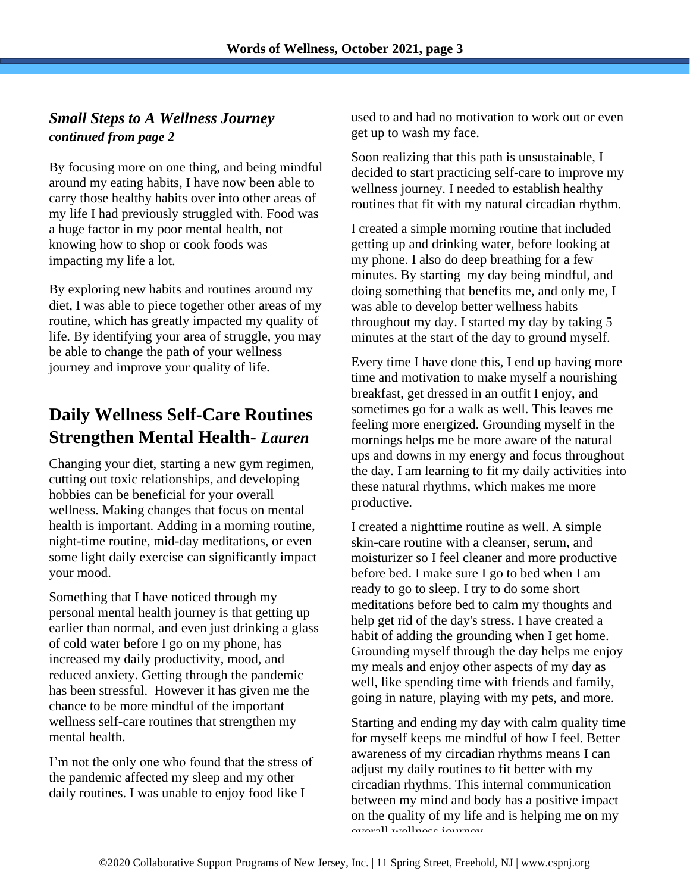### *Small Steps to A Wellness Journey*
***continued from page 2***

By focusing more on one thing, and being mindful around my eating habits, I have now been able to carry those healthy habits over into other areas of my life I had previously struggled with. Food was a huge factor in my poor mental health, not knowing how to shop or cook foods was impacting my life a lot.

By exploring new habits and routines around my diet, I was able to piece together other areas of my routine, which has greatly impacted my quality of life. By identifying your area of struggle, you may be able to change the path of your wellness journey and improve your quality of life.

## Daily Wellness Self-Care Routines Strengthen Mental Health- *Lauren*

Changing your diet, starting a new gym regimen, cutting out toxic relationships, and developing hobbies can be beneficial for your overall wellness. Making changes that focus on mental health is important. Adding in a morning routine, night-time routine, mid-day meditations, or even some light daily exercise can significantly impact your mood.

Something that I have noticed through my personal mental health journey is that getting up earlier than normal, and even just drinking a glass of cold water before I go on my phone, has increased my daily productivity, mood, and reduced anxiety. Getting through the pandemic has been stressful. However it has given me the chance to be more mindful of the important wellness self-care routines that strengthen my mental health.

I'm not the only one who found that the stress of the pandemic affected my sleep and my other daily routines. I was unable to enjoy food like I used to and had no motivation to work out or even get up to wash my face.

Soon realizing that this path is unsustainable, I decided to start practicing self-care to improve my wellness journey. I needed to establish healthy routines that fit with my natural circadian rhythm.

I created a simple morning routine that included getting up and drinking water, before looking at my phone. I also do deep breathing for a few minutes. By starting my day being mindful, and doing something that benefits me, and only me, I was able to develop better wellness habits throughout my day. I started my day by taking 5 minutes at the start of the day to ground myself.

Every time I have done this, I end up having more time and motivation to make myself a nourishing breakfast, get dressed in an outfit I enjoy, and sometimes go for a walk as well. This leaves me feeling more energized. Grounding myself in the mornings helps me be more aware of the natural ups and downs in my energy and focus throughout the day. I am learning to fit my daily activities into these natural rhythms, which makes me more productive.

I created a nighttime routine as well. A simple skin-care routine with a cleanser, serum, and moisturizer so I feel cleaner and more productive before bed. I make sure I go to bed when I am ready to go to sleep. I try to do some short meditations before bed to calm my thoughts and help get rid of the day's stress. I have created a habit of adding the grounding when I get home. Grounding myself through the day helps me enjoy my meals and enjoy other aspects of my day as well, like spending time with friends and family, going in nature, playing with my pets, and more.

Starting and ending my day with calm quality time for myself keeps me mindful of how I feel. Better awareness of my circadian rhythms means I can adjust my daily routines to fit better with my circadian rhythms. This internal communication between my mind and body has a positive impact on the quality of my life and is helping me on my overall wellness journey.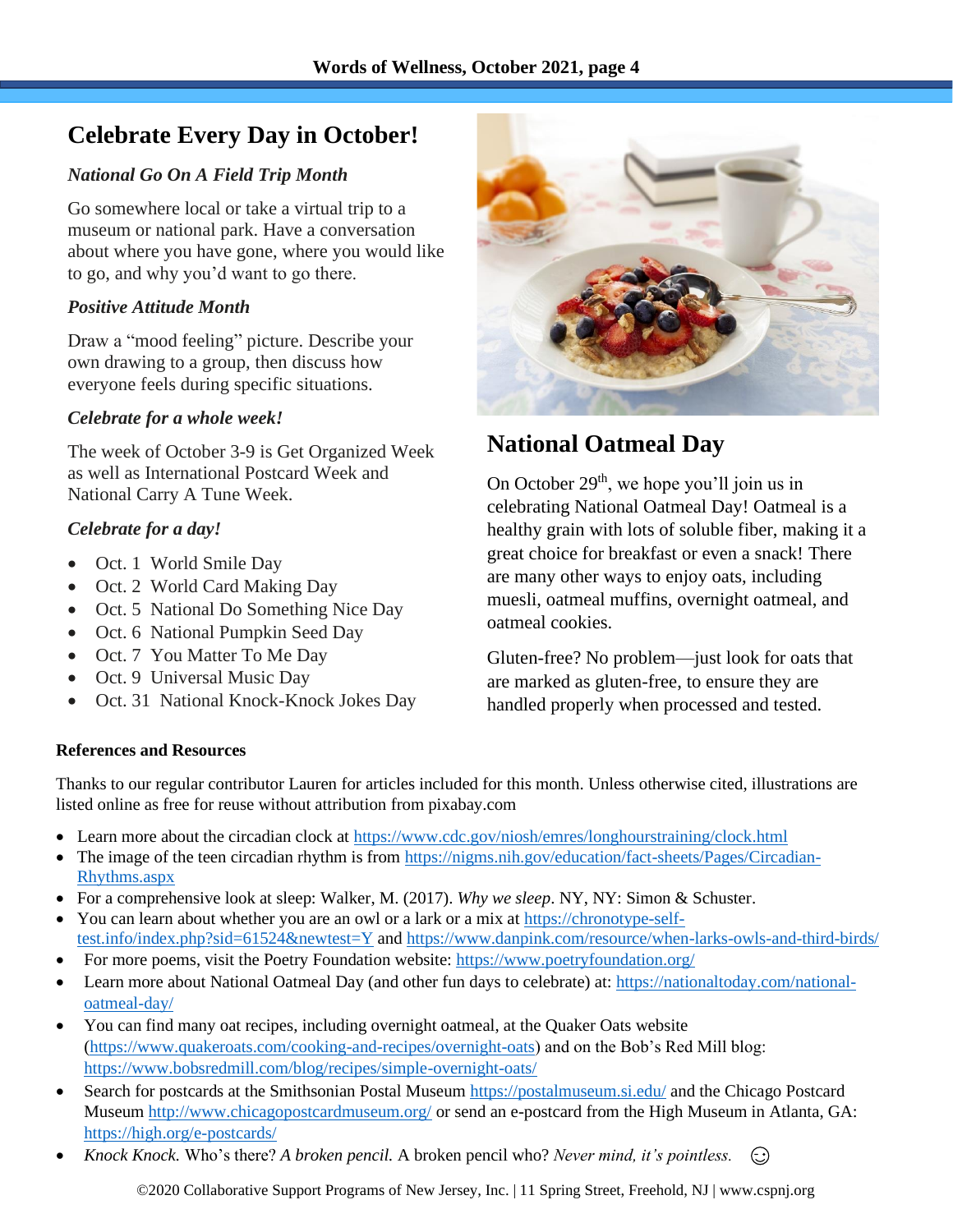## Celebrate Every Day in October!

### *National Go On A Field Trip Month*

Go somewhere local or take a virtual trip to a museum or national park. Have a conversation about where you have gone, where you would like to go, and why you'd want to go there.

### *Positive Attitude Month*

Draw a "mood feeling" picture. Describe your own drawing to a group, then discuss how everyone feels during specific situations.

### *Celebrate for a whole week!*

The week of October 3-9 is Get Organized Week as well as International Postcard Week and National Carry A Tune Week.

### *Celebrate for a day!*

- Oct. 1 World Smile Day
- Oct. 2 World Card Making Day
- Oct. 5 National Do Something Nice Day
- Oct. 6 National Pumpkin Seed Day
- Oct. 7 You Matter To Me Day
- Oct. 9 Universal Music Day
- Oct. 31 National Knock-Knock Jokes Day

## National Oatmeal Day

On October 29th, we hope you'll join us in celebrating National Oatmeal Day! Oatmeal is a healthy grain with lots of soluble fiber, making it a great choice for breakfast or even a snack! There are many other ways to enjoy oats, including muesli, oatmeal muffins, overnight oatmeal, and oatmeal cookies.

Gluten-free? No problem—just look for oats that are marked as gluten-free, to ensure they are handled properly when processed and tested.

**References and Resources**

Thanks to our regular contributor Lauren for articles included for this month. Unless otherwise cited, illustrations are listed online as free for reuse without attribution from pixabay.com

- Learn more about the circadian clock at https://www.cdc.gov/niosh/emres/longhourstraining/clock.html
- The image of the teen circadian rhythm is from https://nigms.nih.gov/education/fact-sheets/Pages/Circadian-Rhythms.aspx
- For a comprehensive look at sleep: Walker, M. (2017). *Why we sleep*. NY, NY: Simon & Schuster.
- You can learn about whether you are an owl or a lark or a mix at https://chronotype-self-test.info/index.php?sid=61524&newtest=Y and https://www.danpink.com/resource/when-larks-owls-and-third-birds/
- For more poems, visit the Poetry Foundation website: https://www.poetryfoundation.org/
- Learn more about National Oatmeal Day (and other fun days to celebrate) at: https://nationaltoday.com/national-oatmeal-day/
- You can find many oat recipes, including overnight oatmeal, at the Quaker Oats website (https://www.quakeroats.com/cooking-and-recipes/overnight-oats) and on the Bob's Red Mill blog: https://www.bobsredmill.com/blog/recipes/simple-overnight-oats/
- Search for postcards at the Smithsonian Postal Museum https://postalmuseum.si.edu/ and the Chicago Postcard Museum http://www.chicagopostcardmuseum.org/ or send an e-postcard from the High Museum in Atlanta, GA: https://high.org/e-postcards/
- *Knock Knock.* Who's there? *A broken pencil.* A broken pencil who? *Never mind, it's pointless.* ☺

©2020 Collaborative Support Programs of New Jersey, Inc. | 11 Spring Street, Freehold, NJ | www.cspnj.org